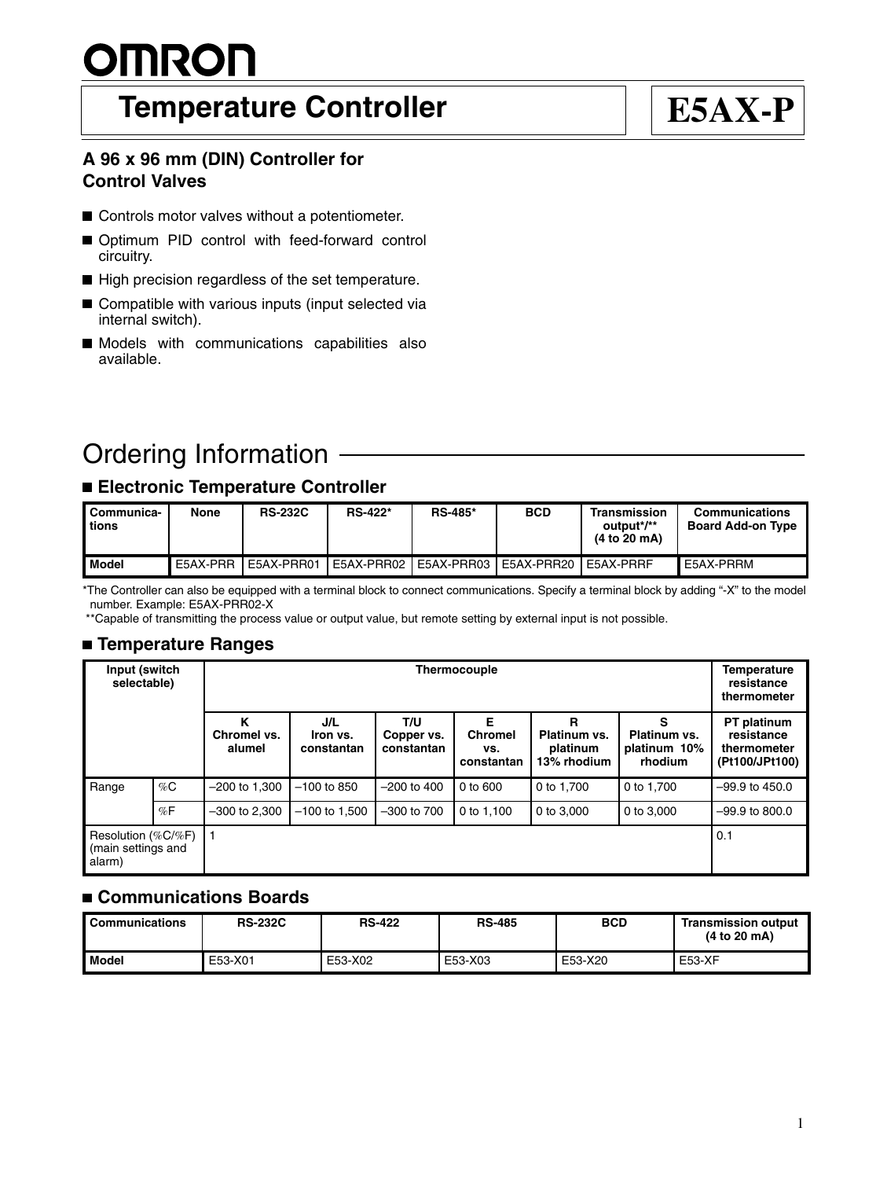# OMRON

# Temperature Controller

# E5AX-P

### A 96 x 96 mm (DIN) Controller for Control Valves

- Controls motor valves without a potentiometer.
- Optimum PID control with feed-forward control circuitry.
- High precision regardless of the set temperature.
- Compatible with various inputs (input selected via internal switch).
- Models with communications capabilities also available.

## Ordering Information

### Electronic Temperature Controller

| Communications | None | RS-232C | RS-422* | RS-485* | BCD | Transmission output*/** (4 to 20 mA) | Communications Board Add-on Type |
|---|---|---|---|---|---|---|---|
| Model | E5AX-PRR | E5AX-PRR01 | E5AX-PRR02 | E5AX-PRR03 | E5AX-PRR20 | E5AX-PRRF | E5AX-PRRM |

*The Controller can also be equipped with a terminal block to connect communications. Specify a terminal block by adding "-X" to the model number. Example: E5AX-PRR02-X

**Capable of transmitting the process value or output value, but remote setting by external input is not possible.

### Temperature Ranges

| Input (switch selectable) | | Thermocouple | | | | | | Temperature resistance thermometer |
|---|---|---|---|---|---|---|---|---|
| | | K Chromel vs. alumel | J/L Iron vs. constantan | T/U Copper vs. constantan | E Chromel vs. constantan | R Platinum vs. platinum 13% rhodium | S Platinum vs. platinum 10% rhodium | PT platinum resistance thermometer (Pt100/JPt100) |
| Range | %C | –200 to 1,300 | –100 to 850 | –200 to 400 | 0 to 600 | 0 to 1,700 | 0 to 1,700 | –99.9 to 450.0 |
| | %F | –300 to 2,300 | –100 to 1,500 | –300 to 700 | 0 to 1,100 | 0 to 3,000 | 0 to 3,000 | –99.9 to 800.0 |
| Resolution (%C/%F) (main settings and alarm) | | 1 | | | | | | 0.1 |

### Communications Boards

| Communications | RS-232C | RS-422 | RS-485 | BCD | Transmission output (4 to 20 mA) |
|---|---|---|---|---|---|
| Model | E53-X01 | E53-X02 | E53-X03 | E53-X20 | E53-XF |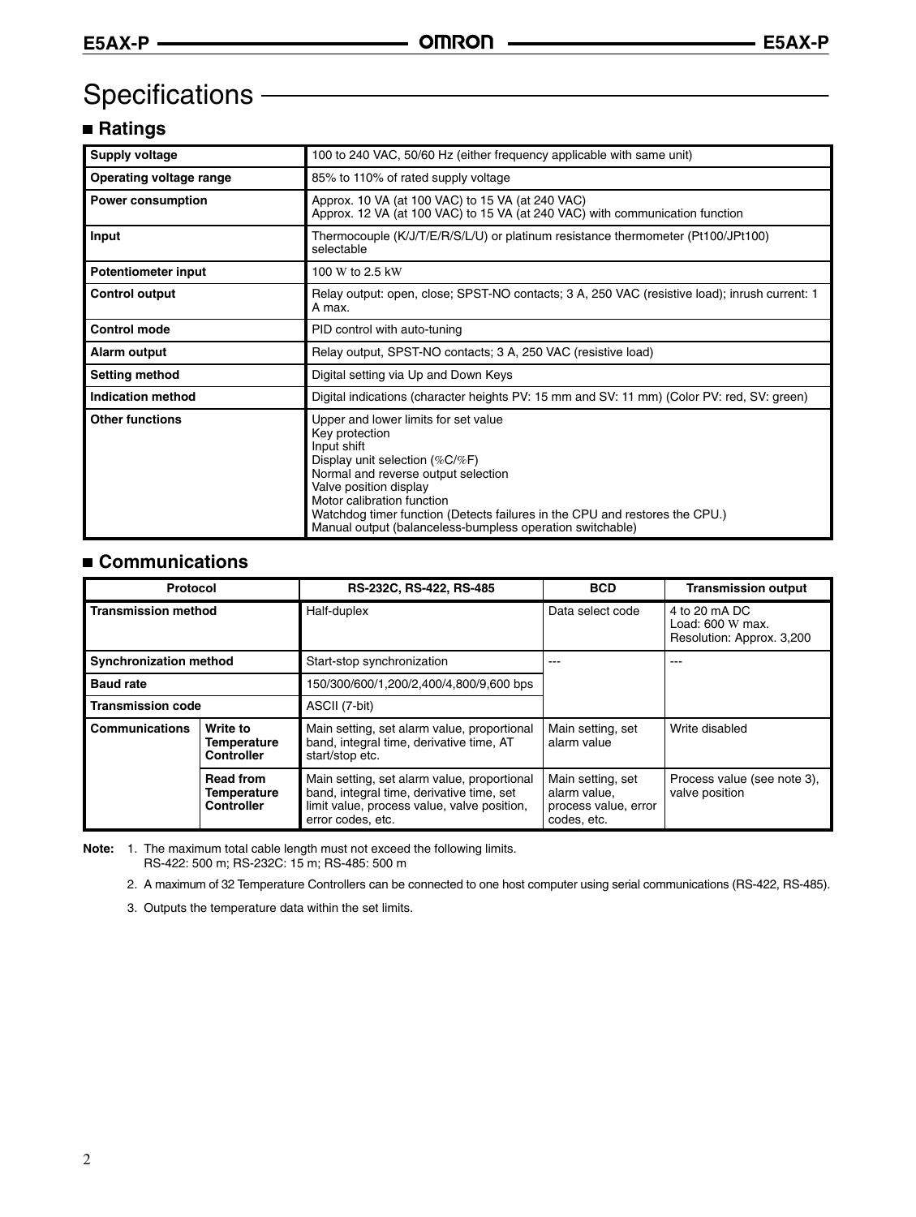# Specifications

## Ratings

| | |
|---|---|
| **Supply voltage** | 100 to 240 VAC, 50/60 Hz (either frequency applicable with same unit) |
| **Operating voltage range** | 85% to 110% of rated supply voltage |
| **Power consumption** | Approx. 10 VA (at 100 VAC) to 15 VA (at 240 VAC)<br>Approx. 12 VA (at 100 VAC) to 15 VA (at 240 VAC) with communication function |
| **Input** | Thermocouple (K/J/T/E/R/S/L/U) or platinum resistance thermometer (Pt100/JPt100) selectable |
| **Potentiometer input** | 100 Ω to 2.5 kΩ |
| **Control output** | Relay output: open, close; SPST-NO contacts; 3 A, 250 VAC (resistive load); inrush current: 1 A max. |
| **Control mode** | PID control with auto-tuning |
| **Alarm output** | Relay output, SPST-NO contacts; 3 A, 250 VAC (resistive load) |
| **Setting method** | Digital setting via Up and Down Keys |
| **Indication method** | Digital indications (character heights PV: 15 mm and SV: 11 mm) (Color PV: red, SV: green) |
| **Other functions** | Upper and lower limits for set value<br>Key protection<br>Input shift<br>Display unit selection (°C/°F)<br>Normal and reverse output selection<br>Valve position display<br>Motor calibration function<br>Watchdog timer function (Detects failures in the CPU and restores the CPU.)<br>Manual output (balanceless-bumpless operation switchable) |

## Communications

| Protocol | | RS-232C, RS-422, RS-485 | BCD | Transmission output |
|---|---|---|---|---|
| **Transmission method** | | Half-duplex | Data select code | 4 to 20 mA DC<br>Load: 600 Ω max.<br>Resolution: Approx. 3,200 |
| **Synchronization method** | | Start-stop synchronization | --- | --- |
| **Baud rate** | | 150/300/600/1,200/2,400/4,800/9,600 bps | | |
| **Transmission code** | | ASCII (7-bit) | | |
| **Communications** | **Write to Temperature Controller** | Main setting, set alarm value, proportional band, integral time, derivative time, AT start/stop etc. | Main setting, set alarm value | Write disabled |
| | **Read from Temperature Controller** | Main setting, set alarm value, proportional band, integral time, derivative time, set limit value, process value, valve position, error codes, etc. | Main setting, set alarm value, process value, error codes, etc. | Process value (see note 3), valve position |

**Note:** 1. The maximum total cable length must not exceed the following limits.
RS-422: 500 m; RS-232C: 15 m; RS-485: 500 m

2. A maximum of 32 Temperature Controllers can be connected to one host computer using serial communications (RS-422, RS-485).

3. Outputs the temperature data within the set limits.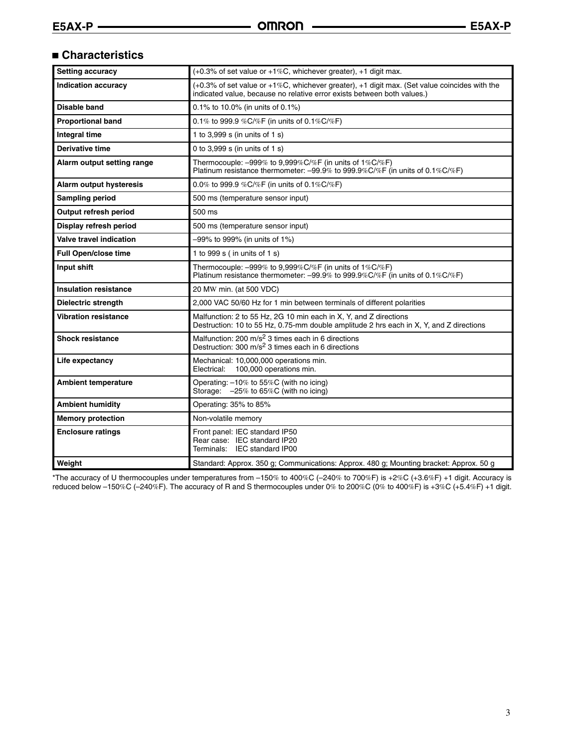## Characteristics

| Setting accuracy | (+0.3% of set value or +1%C, whichever greater), +1 digit max. |
|---|---|
| Indication accuracy | (+0.3% of set value or +1%C, whichever greater), +1 digit max. (Set value coincides with the indicated value, because no relative error exists between both values.) |
| Disable band | 0.1% to 10.0% (in units of 0.1%) |
| Proportional band | 0.1% to 999.9 %C/%F (in units of 0.1%C/%F) |
| Integral time | 1 to 3,999 s (in units of 1 s) |
| Derivative time | 0 to 3,999 s (in units of 1 s) |
| Alarm output setting range | Thermocouple: –999% to 9,999%C/%F (in units of 1%C/%F)<br>Platinum resistance thermometer: –99.9% to 999.9%C/%F (in units of 0.1%C/%F) |
| Alarm output hysteresis | 0.0% to 999.9 %C/%F (in units of 0.1%C/%F) |
| Sampling period | 500 ms (temperature sensor input) |
| Output refresh period | 500 ms |
| Display refresh period | 500 ms (temperature sensor input) |
| Valve travel indication | –99% to 999% (in units of 1%) |
| Full Open/close time | 1 to 999 s ( in units of 1 s) |
| Input shift | Thermocouple: –999% to 9,999%C/%F (in units of 1%C/%F)<br>Platinum resistance thermometer: –99.9% to 999.9%C/%F (in units of 0.1%C/%F) |
| Insulation resistance | 20 MW min. (at 500 VDC) |
| Dielectric strength | 2,000 VAC 50/60 Hz for 1 min between terminals of different polarities |
| Vibration resistance | Malfunction: 2 to 55 Hz, 2G 10 min each in X, Y, and Z directions<br>Destruction: 10 to 55 Hz, 0.75-mm double amplitude 2 hrs each in X, Y, and Z directions |
| Shock resistance | Malfunction: 200 $m/s^2$ 3 times each in 6 directions<br>Destruction: 300 $m/s^2$ 3 times each in 6 directions |
| Life expectancy | Mechanical: 10,000,000 operations min.<br>Electrical: 100,000 operations min. |
| Ambient temperature | Operating: –10% to 55%C (with no icing)<br>Storage: –25% to 65%C (with no icing) |
| Ambient humidity | Operating: 35% to 85% |
| Memory protection | Non-volatile memory |
| Enclosure ratings | Front panel: IEC standard IP50<br>Rear case: IEC standard IP20<br>Terminals: IEC standard IP00 |
| Weight | Standard: Approx. 350 g; Communications: Approx. 480 g; Mounting bracket: Approx. 50 g |

*The accuracy of U thermocouples under temperatures from –150% to 400%C (–240% to 700%F) is +2%C (+3.6%F) +1 digit. Accuracy is reduced below –150%C (–240%F). The accuracy of R and S thermocouples under 0% to 200%C (0% to 400%F) is +3%C (+5.4%F) +1 digit.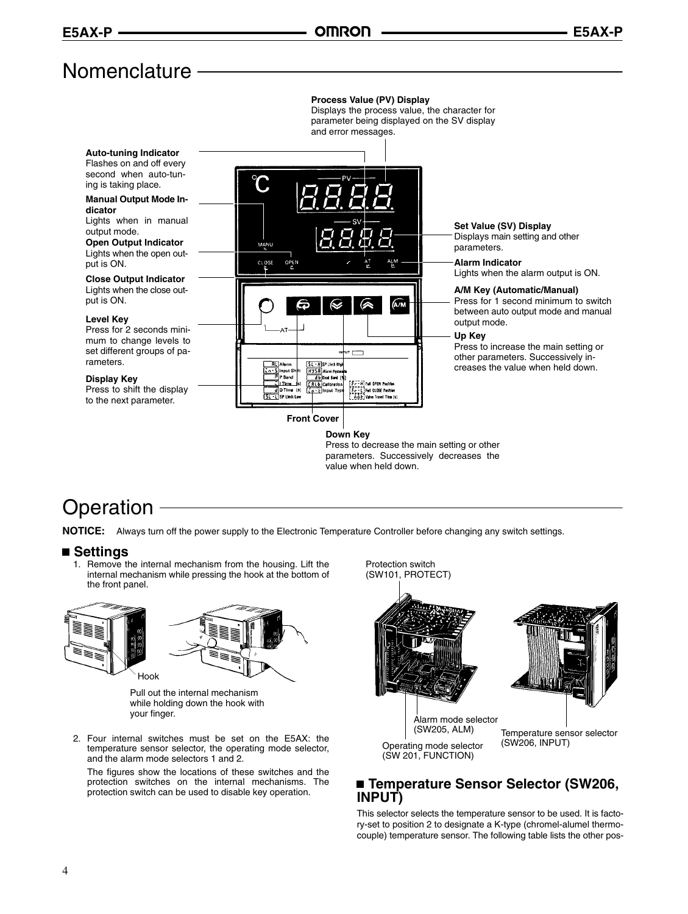# Nomenclature

**Process Value (PV) Display**
Displays the process value, the character for parameter being displayed on the SV display and error messages.

**Auto-tuning Indicator**
Flashes on and off every second when auto-tuning is taking place.

**Manual Output Mode Indicator**
Lights when in manual output mode.

**Open Output Indicator**
Lights when the open output is ON.

**Close Output Indicator**
Lights when the close output is ON.

**Level Key**
Press for 2 seconds minimum to change levels to set different groups of parameters.

**Display Key**
Press to shift the display to the next parameter.

**Set Value (SV) Display**
Displays main setting and other parameters.

**Alarm Indicator**
Lights when the alarm output is ON.

**A/M Key (Automatic/Manual)**
Press for 1 second minimum to switch between auto output mode and manual output mode.

**Up Key**
Press to increase the main setting or other parameters. Successively increases the value when held down.

**Front Cover**

**Down Key**
Press to decrease the main setting or other parameters. Successively decreases the value when held down.

# Operation

**NOTICE:** Always turn off the power supply to the Electronic Temperature Controller before changing any switch settings.

## ■ Settings

1. Remove the internal mechanism from the housing. Lift the internal mechanism while pressing the hook at the bottom of the front panel.

Hook

Pull out the internal mechanism while holding down the hook with your finger.

2. Four internal switches must be set on the E5AX: the temperature sensor selector, the operating mode selector, and the alarm mode selectors 1 and 2.

   The figures show the locations of these switches and the protection switches on the internal mechanisms. The protection switch can be used to disable key operation.

Protection switch (SW101, PROTECT)

Alarm mode selector (SW205, ALM)

Operating mode selector (SW 201, FUNCTION)

Temperature sensor selector (SW206, INPUT)

## ■ Temperature Sensor Selector (SW206, INPUT)

This selector selects the temperature sensor to be used. It is factory-set to position 2 to designate a K-type (chromel-alumel thermocouple) temperature sensor. The following table lists the other pos-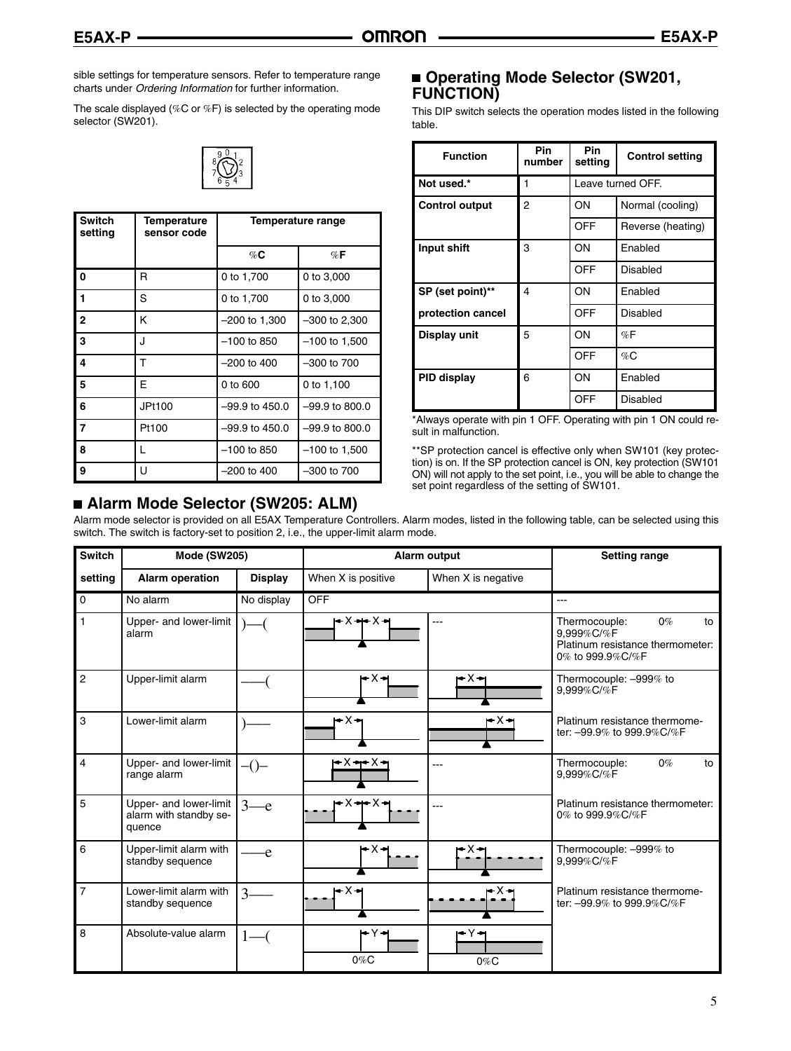sible settings for temperature sensors. Refer to temperature range charts under *Ordering Information* for further information.

The scale displayed (%C or %F) is selected by the operating mode selector (SW201).

| Switch setting | Temperature sensor code | Temperature range | |
|---|---|---|---|
| | | %C | %F |
| 0 | R | 0 to 1,700 | 0 to 3,000 |
| 1 | S | 0 to 1,700 | 0 to 3,000 |
| 2 | K | –200 to 1,300 | –300 to 2,300 |
| 3 | J | –100 to 850 | –100 to 1,500 |
| 4 | T | –200 to 400 | –300 to 700 |
| 5 | E | 0 to 600 | 0 to 1,100 |
| 6 | JPt100 | –99.9 to 450.0 | –99.9 to 800.0 |
| 7 | Pt100 | –99.9 to 450.0 | –99.9 to 800.0 |
| 8 | L | –100 to 850 | –100 to 1,500 |
| 9 | U | –200 to 400 | –300 to 700 |

## Operating Mode Selector (SW201, FUNCTION)

This DIP switch selects the operation modes listed in the following table.

| Function | Pin number | Pin setting | Control setting |
|---|---|---|---|
| Not used.* | 1 | Leave turned OFF. | |
| Control output | 2 | ON | Normal (cooling) |
| | | OFF | Reverse (heating) |
| Input shift | 3 | ON | Enabled |
| | | OFF | Disabled |
| SP (set point)** protection cancel | 4 | ON | Enabled |
| | | OFF | Disabled |
| Display unit | 5 | ON | %F |
| | | OFF | %C |
| PID display | 6 | ON | Enabled |
| | | OFF | Disabled |

*Always operate with pin 1 OFF. Operating with pin 1 ON could result in malfunction.

**SP protection cancel is effective only when SW101 (key protection) is on. If the SP protection cancel is ON, key protection (SW101 ON) will not apply to the set point, i.e., you will be able to change the set point regardless of the setting of SW101.

## Alarm Mode Selector (SW205: ALM)

Alarm mode selector is provided on all E5AX Temperature Controllers. Alarm modes, listed in the following table, can be selected using this switch. The switch is factory-set to position 2, i.e., the upper-limit alarm mode.

| Switch setting | Mode (SW205) | | Alarm output | | Setting range |
|---|---|---|---|---|---|
| | Alarm operation | Display | When X is positive | When X is negative | |
| 0 | No alarm | No display | OFF | | --- |
| 1 | Upper- and lower-limit alarm | )—( | | --- | Thermocouple: 0% to 9,999%C/%F<br>Platinum resistance thermometer: 0% to 999.9%C/%F |
| 2 | Upper-limit alarm | ——( | | | Thermocouple: –999% to 9,999%C/%F |
| 3 | Lower-limit alarm | )—— | | | Platinum resistance thermometer: –99.9% to 999.9%C/%F |
| 4 | Upper- and lower-limit range alarm | –()– | | --- | Thermocouple: 0% to 9,999%C/%F |
| 5 | Upper- and lower-limit alarm with standby sequence | 3—e | | --- | Platinum resistance thermometer: 0% to 999.9%C/%F |
| 6 | Upper-limit alarm with standby sequence | ——e | | | Thermocouple: –999% to 9,999%C/%F |
| 7 | Lower-limit alarm with standby sequence | 3—— | | | Platinum resistance thermometer: –99.9% to 999.9%C/%F |
| 8 | Absolute-value alarm | 1—( | 0%C | 0%C | |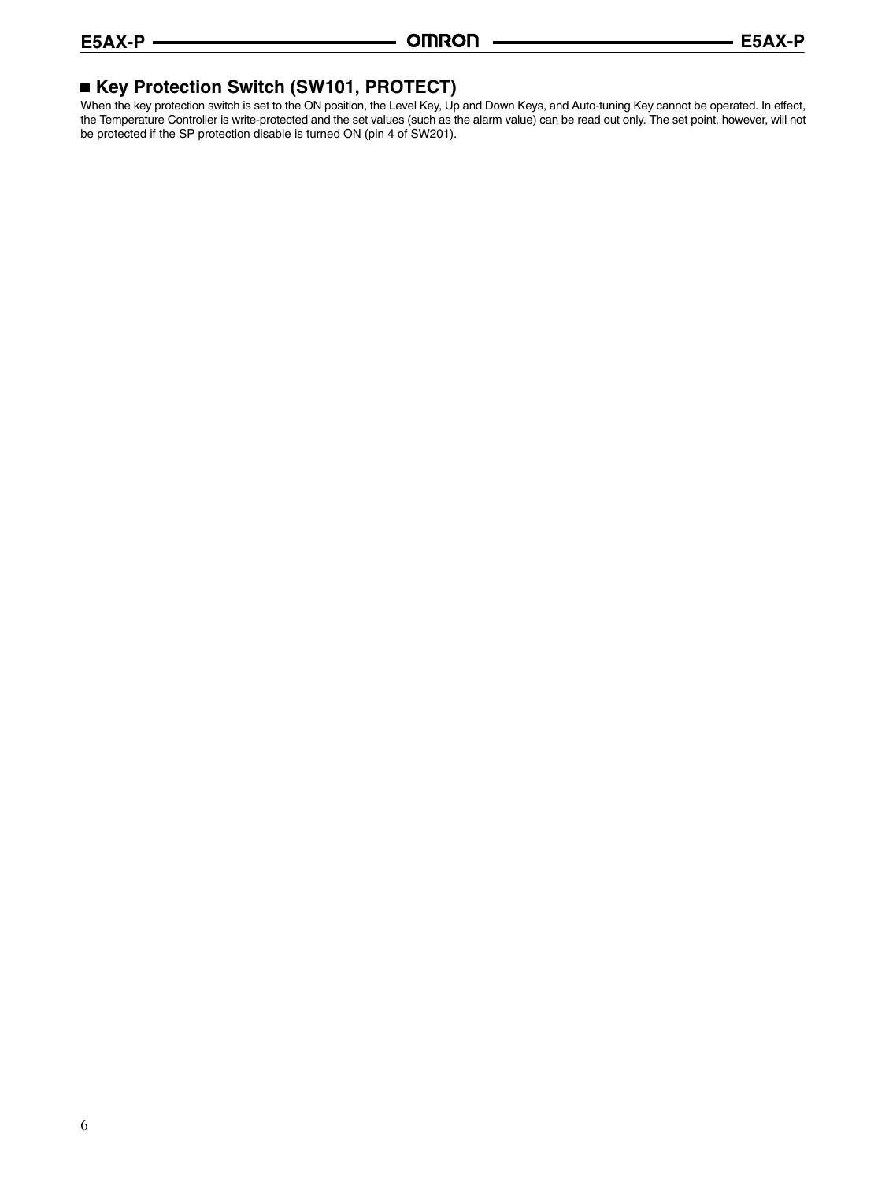## ■ Key Protection Switch (SW101, PROTECT)

When the key protection switch is set to the ON position, the Level Key, Up and Down Keys, and Auto-tuning Key cannot be operated. In effect, the Temperature Controller is write-protected and the set values (such as the alarm value) can be read out only. The set point, however, will not be protected if the SP protection disable is turned ON (pin 4 of SW201).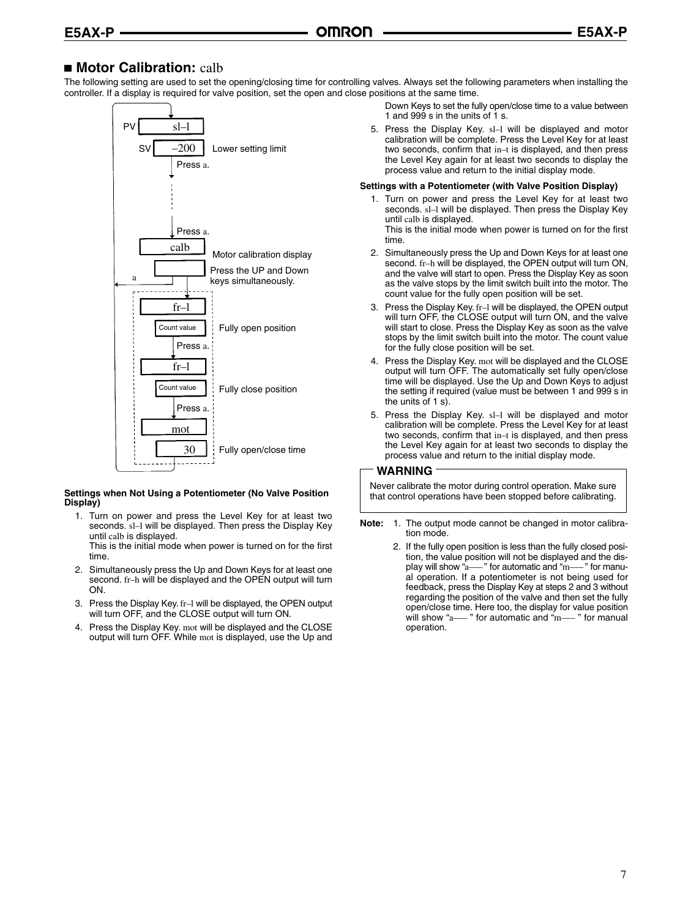## ■ Motor Calibration: calb

The following setting are used to set the opening/closing time for controlling valves. Always set the following parameters when installing the controller. If a display is required for valve position, set the open and close positions at the same time.

PV sl–l
SV –200 Lower setting limit
Press a.

Press a.
calb Motor calibration display
a
Press the UP and Down keys simultaneously.
fr–l
Count value Fully open position
Press a.
fr–l
Count value Fully close position
Press a.
mot
30 Fully open/close time

**Settings when Not Using a Potentiometer (No Valve Position Display)**

1. Turn on power and press the Level Key for at least two seconds. sl–l will be displayed. Then press the Display Key until calb is displayed.
   This is the initial mode when power is turned on for the first time.
2. Simultaneously press the Up and Down Keys for at least one second. fr–h will be displayed and the OPEN output will turn ON.
3. Press the Display Key. fr–l will be displayed, the OPEN output will turn OFF, and the CLOSE output will turn ON.
4. Press the Display Key. mot will be displayed and the CLOSE output will turn OFF. While mot is displayed, use the Up and Down Keys to set the fully open/close time to a value between 1 and 999 s in the units of 1 s.
5. Press the Display Key. sl–l will be displayed and motor calibration will be complete. Press the Level Key for at least two seconds, confirm that in–t is displayed, and then press the Level Key again for at least two seconds to display the process value and return to the initial display mode.

**Settings with a Potentiometer (with Valve Position Display)**

1. Turn on power and press the Level Key for at least two seconds. sl–l will be displayed. Then press the Display Key until calb is displayed.
   This is the initial mode when power is turned on for the first time.
2. Simultaneously press the Up and Down Keys for at least one second. fr–h will be displayed, the OPEN output will turn ON, and the valve will start to open. Press the Display Key as soon as the valve stops by the limit switch built into the motor. The count value for the fully open position will be set.
3. Press the Display Key. fr–l will be displayed, the OPEN output will turn OFF, the CLOSE output will turn ON, and the valve will start to close. Press the Display Key as soon as the valve stops by the limit switch built into the motor. The count value for the fully close position will be set.
4. Press the Display Key. mot will be displayed and the CLOSE output will turn OFF. The automatically set fully open/close time will be displayed. Use the Up and Down Keys to adjust the setting if required (value must be between 1 and 999 s in the units of 1 s).
5. Press the Display Key. sl–l will be displayed and motor calibration will be complete. Press the Level Key for at least two seconds, confirm that in–t is displayed, and then press the Level Key again for at least two seconds to display the process value and return to the initial display mode.

**WARNING**

Never calibrate the motor during control operation. Make sure that control operations have been stopped before calibrating.

**Note:**
1. The output mode cannot be changed in motor calibration mode.
2. If the fully open position is less than the fully closed position, the value position will not be displayed and the display will show "a—– " for automatic and "m—– " for manual operation. If a potentiometer is not being used for feedback, press the Display Key at steps 2 and 3 without regarding the position of the valve and then set the fully open/close time. Here too, the display for value position will show "a—– " for automatic and "m—– " for manual operation.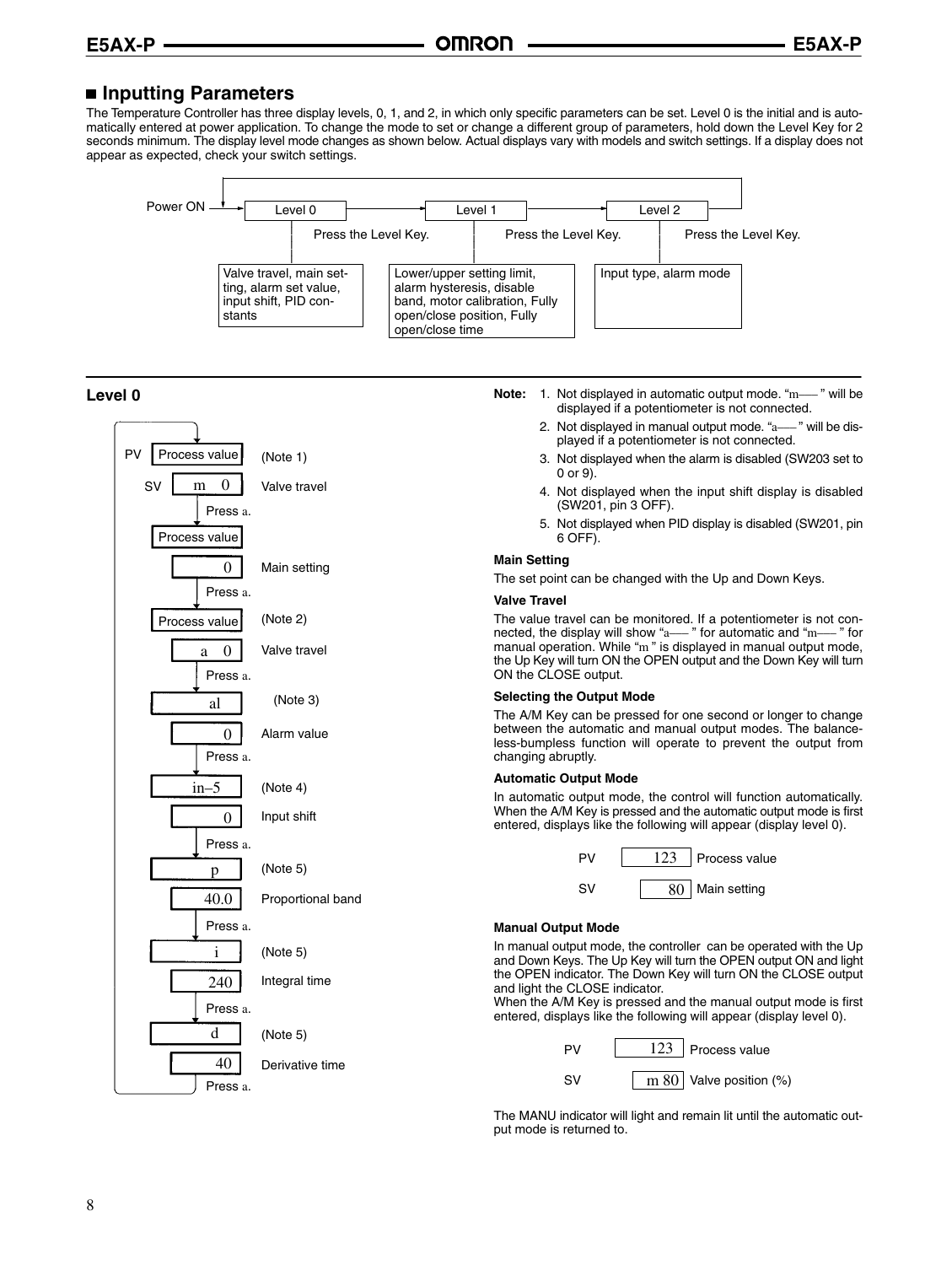## Inputting Parameters

The Temperature Controller has three display levels, 0, 1, and 2, in which only specific parameters can be set. Level 0 is the initial and is automatically entered at power application. To change the mode to set or change a different group of parameters, hold down the Level Key for 2 seconds minimum. The display level mode changes as shown below. Actual displays vary with models and switch settings. If a display does not appear as expected, check your switch settings.

Power ON → Level 0 → (Press the Level Key.) → Level 1 → (Press the Level Key.) → Level 2 → (Press the Level Key.) → Level 0

| Level 0 | Level 1 | Level 2 |
|---|---|---|
| Valve travel, main setting, alarm set value, input shift, PID constants | Lower/upper setting limit, alarm hysteresis, disable band, motor calibration, Fully open/close position, Fully open/close time | Input type, alarm mode |

### Level 0

| Display | | Description |
|---|---|---|
| PV | Process value | (Note 1) |
| SV | m 0 | Valve travel |
| | Press a. | |
| | Process value | |
| | 0 | Main setting |
| | Press a. | |
| | Process value | (Note 2) |
| | a 0 | Valve travel |
| | Press a. | |
| | al | (Note 3) |
| | 0 | Alarm value |
| | Press a. | |
| | in–5 | (Note 4) |
| | 0 | Input shift |
| | Press a. | |
| | p | (Note 5) |
| | 40.0 | Proportional band |
| | Press a. | |
| | i | (Note 5) |
| | 240 | Integral time |
| | Press a. | |
| | d | (Note 5) |
| | 40 | Derivative time |
| | Press a. | |

**Note:**
1. Not displayed in automatic output mode. "m—— " will be displayed if a potentiometer is not connected.
2. Not displayed in manual output mode. "a—— " will be displayed if a potentiometer is not connected.
3. Not displayed when the alarm is disabled (SW203 set to 0 or 9).
4. Not displayed when the input shift display is disabled (SW201, pin 3 OFF).
5. Not displayed when PID display is disabled (SW201, pin 6 OFF).

**Main Setting**

The set point can be changed with the Up and Down Keys.

**Valve Travel**

The value travel can be monitored. If a potentiometer is not connected, the display will show "a—— " for automatic and "m—— " for manual operation. While "m " is displayed in manual output mode, the Up Key will turn ON the OPEN output and the Down Key will turn ON the CLOSE output.

**Selecting the Output Mode**

The A/M Key can be pressed for one second or longer to change between the automatic and manual output modes. The balance-less-bumpless function will operate to prevent the output from changing abruptly.

**Automatic Output Mode**

In automatic output mode, the control will function automatically. When the A/M Key is pressed and the automatic output mode is first entered, displays like the following will appear (display level 0).

| | Display | |
|---|---|---|
| PV | 123 | Process value |
| SV | 80 | Main setting |

**Manual Output Mode**

In manual output mode, the controller can be operated with the Up and Down Keys. The Up Key will turn the OPEN output ON and light the OPEN indicator. The Down Key will turn ON the CLOSE output and light the CLOSE indicator.
When the A/M Key is pressed and the manual output mode is first entered, displays like the following will appear (display level 0).

| | Display | |
|---|---|---|
| PV | 123 | Process value |
| SV | m 80 | Valve position (%) |

The MANU indicator will light and remain lit until the automatic output mode is returned to.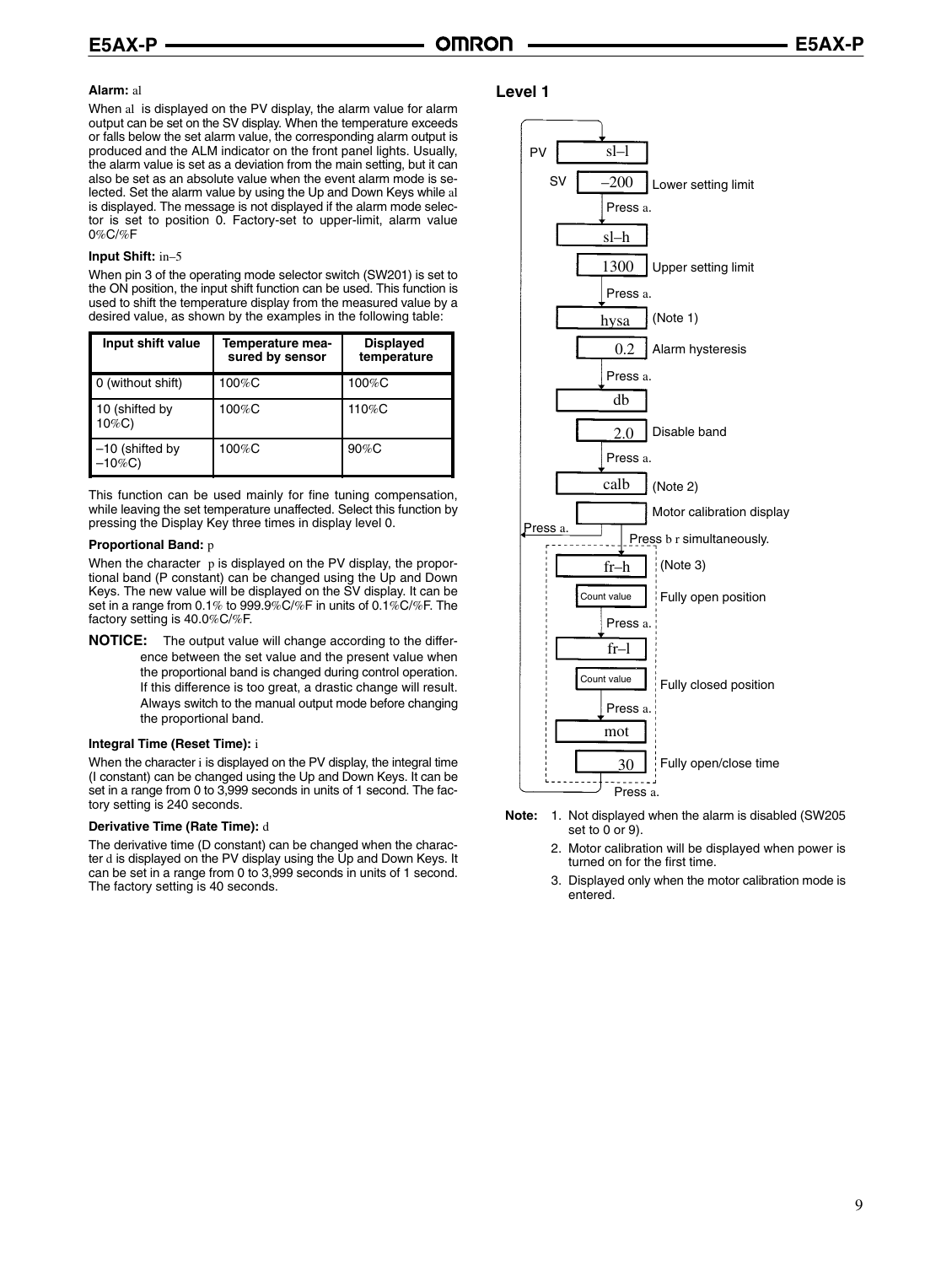**Alarm:** al

When al is displayed on the PV display, the alarm value for alarm output can be set on the SV display. When the temperature exceeds or falls below the set alarm value, the corresponding alarm output is produced and the ALM indicator on the front panel lights. Usually, the alarm value is set as a deviation from the main setting, but it can also be set as an absolute value when the event alarm mode is selected. Set the alarm value by using the Up and Down Keys while al is displayed. The message is not displayed if the alarm mode selector is set to position 0. Factory-set to upper-limit, alarm value 0%C/%F

**Input Shift:** in–5

When pin 3 of the operating mode selector switch (SW201) is set to the ON position, the input shift function can be used. This function is used to shift the temperature display from the measured value by a desired value, as shown by the examples in the following table:

| Input shift value | Temperature measured by sensor | Displayed temperature |
|---|---|---|
| 0 (without shift) | 100%C | 100%C |
| 10 (shifted by 10%C) | 100%C | 110%C |
| –10 (shifted by –10%C) | 100%C | 90%C |

This function can be used mainly for fine tuning compensation, while leaving the set temperature unaffected. Select this function by pressing the Display Key three times in display level 0.

**Proportional Band:** p

When the character p is displayed on the PV display, the proportional band (P constant) can be changed using the Up and Down Keys. The new value will be displayed on the SV display. It can be set in a range from 0.1% to 999.9%C/%F in units of 0.1%C/%F. The factory setting is 40.0%C/%F.

**NOTICE:** The output value will change according to the difference between the set value and the present value when the proportional band is changed during control operation. If this difference is too great, a drastic change will result. Always switch to the manual output mode before changing the proportional band.

**Integral Time (Reset Time):** i

When the character i is displayed on the PV display, the integral time (I constant) can be changed using the Up and Down Keys. It can be set in a range from 0 to 3,999 seconds in units of 1 second. The factory setting is 240 seconds.

**Derivative Time (Rate Time):** d

The derivative time (D constant) can be changed when the character d is displayed on the PV display using the Up and Down Keys. It can be set in a range from 0 to 3,999 seconds in units of 1 second. The factory setting is 40 seconds.

## Level 1

- PV: sl–l / SV: –200 — Lower setting limit
  - Press a.
- sl–h / 1300 — Upper setting limit
  - Press a.
- hysa (Note 1) / 0.2 — Alarm hysteresis
  - Press a.
- db / 2.0 — Disable band
  - Press a.
- calb (Note 2) / Motor calibration display
  - Press a. (return to sl–l)
  - Press b r simultaneously.
- fr–h (Note 3) / Count value — Fully open position
  - Press a.
- fr–l / Count value — Fully closed position
  - Press a.
- mot / 30 — Fully open/close time
  - Press a. (return to sl–l)

**Note:**
1. Not displayed when the alarm is disabled (SW205 set to 0 or 9).
2. Motor calibration will be displayed when power is turned on for the first time.
3. Displayed only when the motor calibration mode is entered.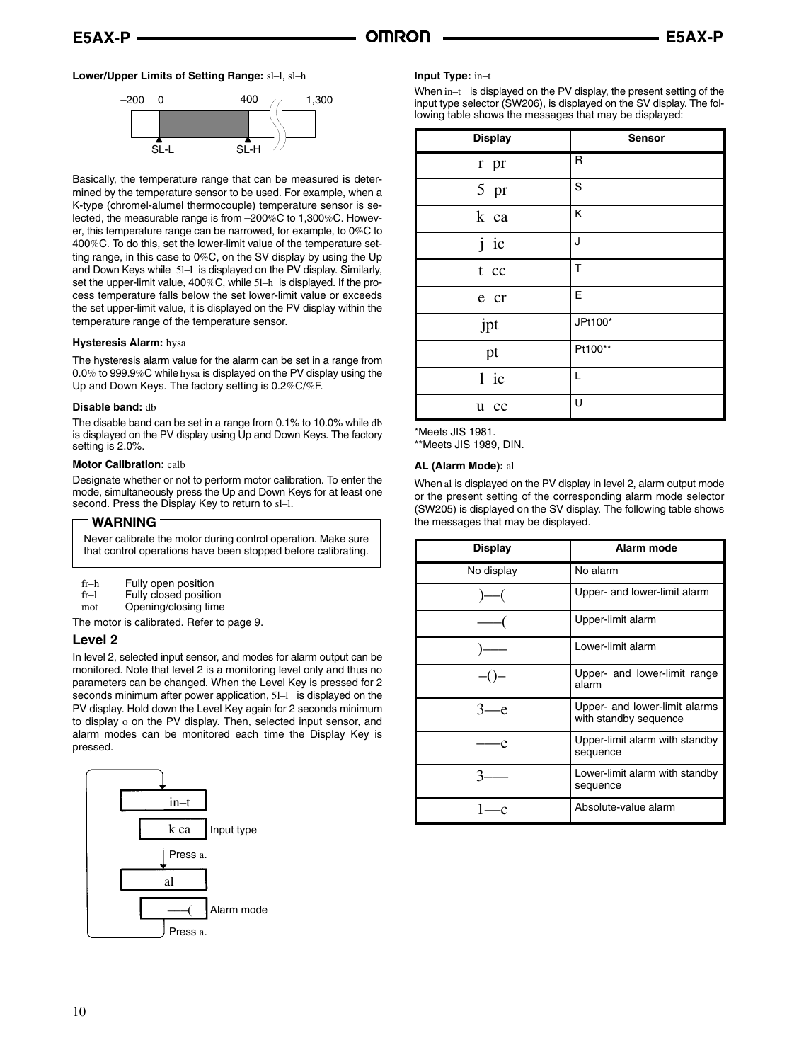**Lower/Upper Limits of Setting Range:** sl–l, sl–h

–200 0 400 1,300

SL-L SL-H

Basically, the temperature range that can be measured is determined by the temperature sensor to be used. For example, when a K-type (chromel-alumel thermocouple) temperature sensor is selected, the measurable range is from –200%C to 1,300%C. However, this temperature range can be narrowed, for example, to 0%C to 400%C. To do this, set the lower-limit value of the temperature setting range, in this case to 0%C, on the SV display by using the Up and Down Keys while 5l–l is displayed on the PV display. Similarly, set the upper-limit value, 400%C, while 5l–h is displayed. If the process temperature falls below the set lower-limit value or exceeds the set upper-limit value, it is displayed on the PV display within the temperature range of the temperature sensor.

**Hysteresis Alarm:** hysa

The hysteresis alarm value for the alarm can be set in a range from 0.0% to 999.9%C while hysa is displayed on the PV display using the Up and Down Keys. The factory setting is 0.2%C/%F.

**Disable band:** db

The disable band can be set in a range from 0.1% to 10.0% while db is displayed on the PV display using Up and Down Keys. The factory setting is 2.0%.

**Motor Calibration:** calb

Designate whether or not to perform motor calibration. To enter the mode, simultaneously press the Up and Down Keys for at least one second. Press the Display Key to return to sl–l.

**WARNING**

Never calibrate the motor during control operation. Make sure that control operations have been stopped before calibrating.

- fr–h Fully open position
- fr–l Fully closed position
- mot Opening/closing time

The motor is calibrated. Refer to page 9.

## Level 2

In level 2, selected input sensor, and modes for alarm output can be monitored. Note that level 2 is a monitoring level only and thus no parameters can be changed. When the Level Key is pressed for 2 seconds minimum after power application, 5l–l is displayed on the PV display. Hold down the Level Key again for 2 seconds minimum to display o on the PV display. Then, selected input sensor, and alarm modes can be monitored each time the Display Key is pressed.

in–t
k ca — Input type
Press a.
al
––( — Alarm mode
Press a.

**Input Type:** in–t

When in–t is displayed on the PV display, the present setting of the input type selector (SW206), is displayed on the SV display. The following table shows the messages that may be displayed:

| Display | Sensor |
|---|---|
| r pr | R |
| 5 pr | S |
| k ca | K |
| j ic | J |
| t cc | T |
| e cr | E |
| jpt | JPt100* |
| pt | Pt100** |
| l ic | L |
| u cc | U |

*Meets JIS 1981.
**Meets JIS 1989, DIN.

**AL (Alarm Mode):** al

When al is displayed on the PV display in level 2, alarm output mode or the present setting of the corresponding alarm mode selector (SW205) is displayed on the SV display. The following table shows the messages that may be displayed.

| Display | Alarm mode |
|---|---|
| No display | No alarm |
| )—( | Upper- and lower-limit alarm |
| ——( | Upper-limit alarm |
| )—— | Lower-limit alarm |
| –()– | Upper- and lower-limit range alarm |
| 3—e | Upper- and lower-limit alarms with standby sequence |
| ——e | Upper-limit alarm with standby sequence |
| 3—— | Lower-limit alarm with standby sequence |
| 1—c | Absolute-value alarm |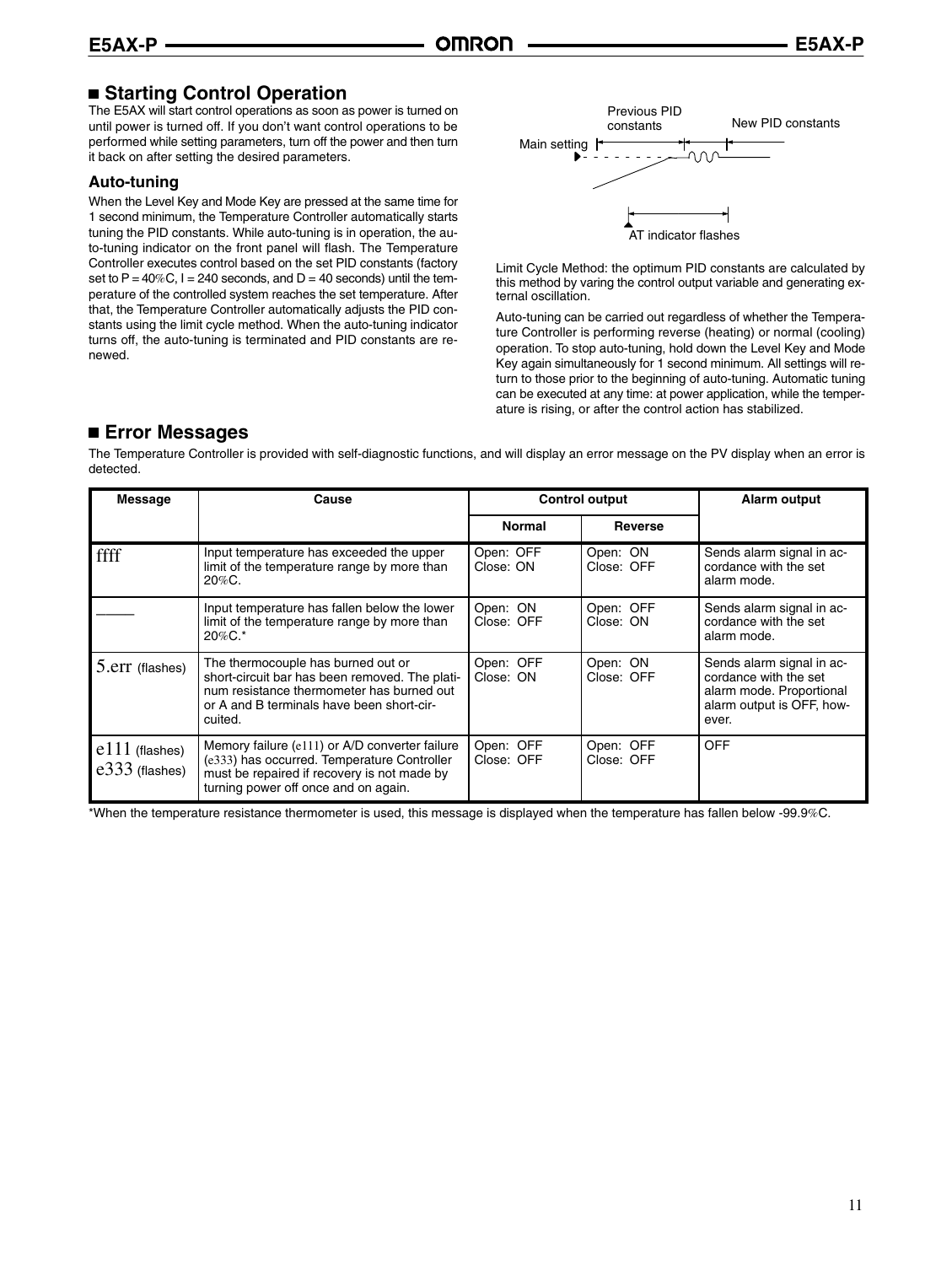## Starting Control Operation

The E5AX will start control operations as soon as power is turned on until power is turned off. If you don't want control operations to be performed while setting parameters, turn off the power and then turn it back on after setting the desired parameters.

### Auto-tuning

When the Level Key and Mode Key are pressed at the same time for 1 second minimum, the Temperature Controller automatically starts tuning the PID constants. While auto-tuning is in operation, the auto-tuning indicator on the front panel will flash. The Temperature Controller executes control based on the set PID constants (factory set to P = 40%C, I = 240 seconds, and D = 40 seconds) until the temperature of the controlled system reaches the set temperature. After that, the Temperature Controller automatically adjusts the PID constants using the limit cycle method. When the auto-tuning indicator turns off, the auto-tuning is terminated and PID constants are renewed.

Previous PID constants

New PID constants

Main setting

AT indicator flashes

Limit Cycle Method: the optimum PID constants are calculated by this method by varing the control output variable and generating external oscillation.

Auto-tuning can be carried out regardless of whether the Temperature Controller is performing reverse (heating) or normal (cooling) operation. To stop auto-tuning, hold down the Level Key and Mode Key again simultaneously for 1 second minimum. All settings will return to those prior to the beginning of auto-tuning. Automatic tuning can be executed at any time: at power application, while the temperature is rising, or after the control action has stabilized.

## Error Messages

The Temperature Controller is provided with self-diagnostic functions, and will display an error message on the PV display when an error is detected.

| Message | Cause | Control output | | Alarm output |
|---|---|---|---|---|
| | | Normal | Reverse | |
| ffff | Input temperature has exceeded the upper limit of the temperature range by more than 20%C. | Open: OFF Close: ON | Open: ON Close: OFF | Sends alarm signal in accordance with the set alarm mode. |
| ____ | Input temperature has fallen below the lower limit of the temperature range by more than 20%C.* | Open: ON Close: OFF | Open: OFF Close: ON | Sends alarm signal in accordance with the set alarm mode. |
| 5.err (flashes) | The thermocouple has burned out or short-circuit bar has been removed. The platinum resistance thermometer has burned out or A and B terminals have been short-circuited. | Open: OFF Close: ON | Open: ON Close: OFF | Sends alarm signal in accordance with the set alarm mode. Proportional alarm output is OFF, however. |
| e111 (flashes) e333 (flashes) | Memory failure (e111) or A/D converter failure (e333) has occurred. Temperature Controller must be repaired if recovery is not made by turning power off once and on again. | Open: OFF Close: OFF | Open: OFF Close: OFF | OFF |

*When the temperature resistance thermometer is used, this message is displayed when the temperature has fallen below -99.9%C.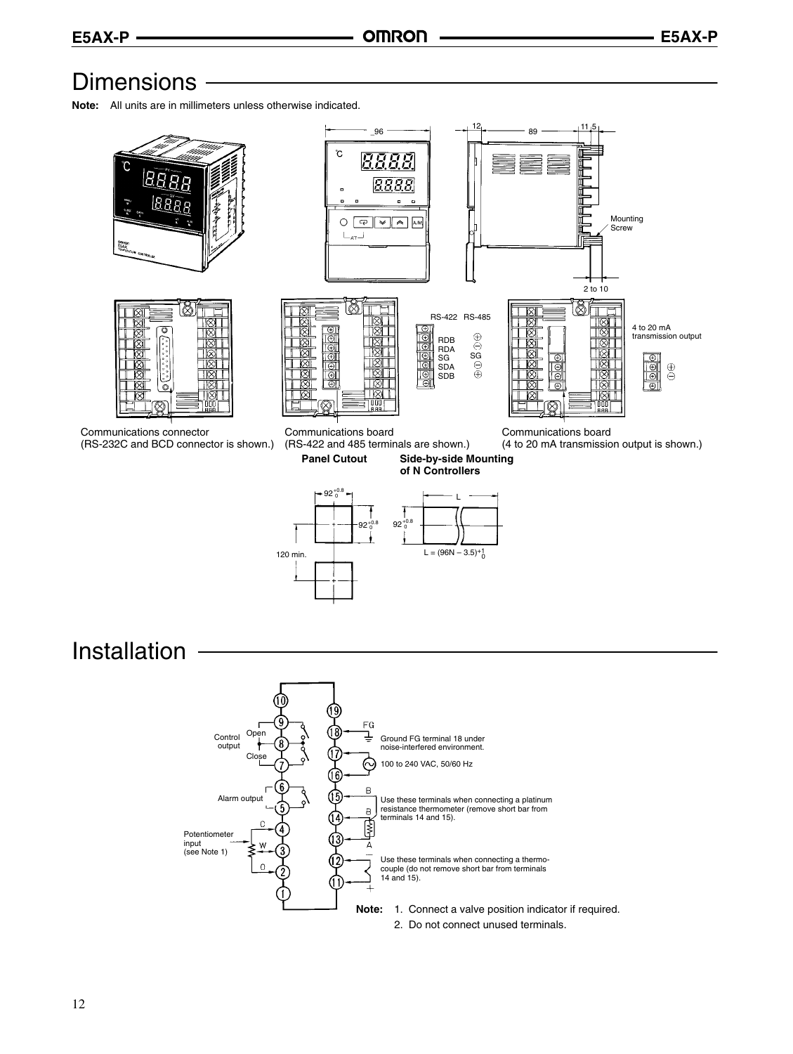# Dimensions

**Note:** All units are in millimeters unless otherwise indicated.

96

12 89 11.5

Mounting Screw

2 to 10

RS-422 RS-485

RDB
RDA
SG
SDA
SDB

SG

4 to 20 mA transmission output

Communications connector
(RS-232C and BCD connector is shown.)

Communications board
(RS-422 and 485 terminals are shown.)

Communications board
(4 to 20 mA transmission output is shown.)

**Panel Cutout**

**Side-by-side Mounting of N Controllers**

$92^{+0.8}_{0}$

$92^{+0.8}_{0}$

120 min.

L

$92^{+0.8}_{0}$

$L = (96N - 3.5)^{+1}_{0}$

# Installation

Control output: Open, Close

Alarm output

Potentiometer input (see Note 1): C, W, O

FG

Ground FG terminal 18 under noise-interfered environment.

100 to 240 VAC, 50/60 Hz

Use these terminals when connecting a platinum resistance thermometer (remove short bar from terminals 14 and 15).

Use these terminals when connecting a thermocouple (do not remove short bar from terminals 14 and 15).

**Note:**
1. Connect a valve position indicator if required.
2. Do not connect unused terminals.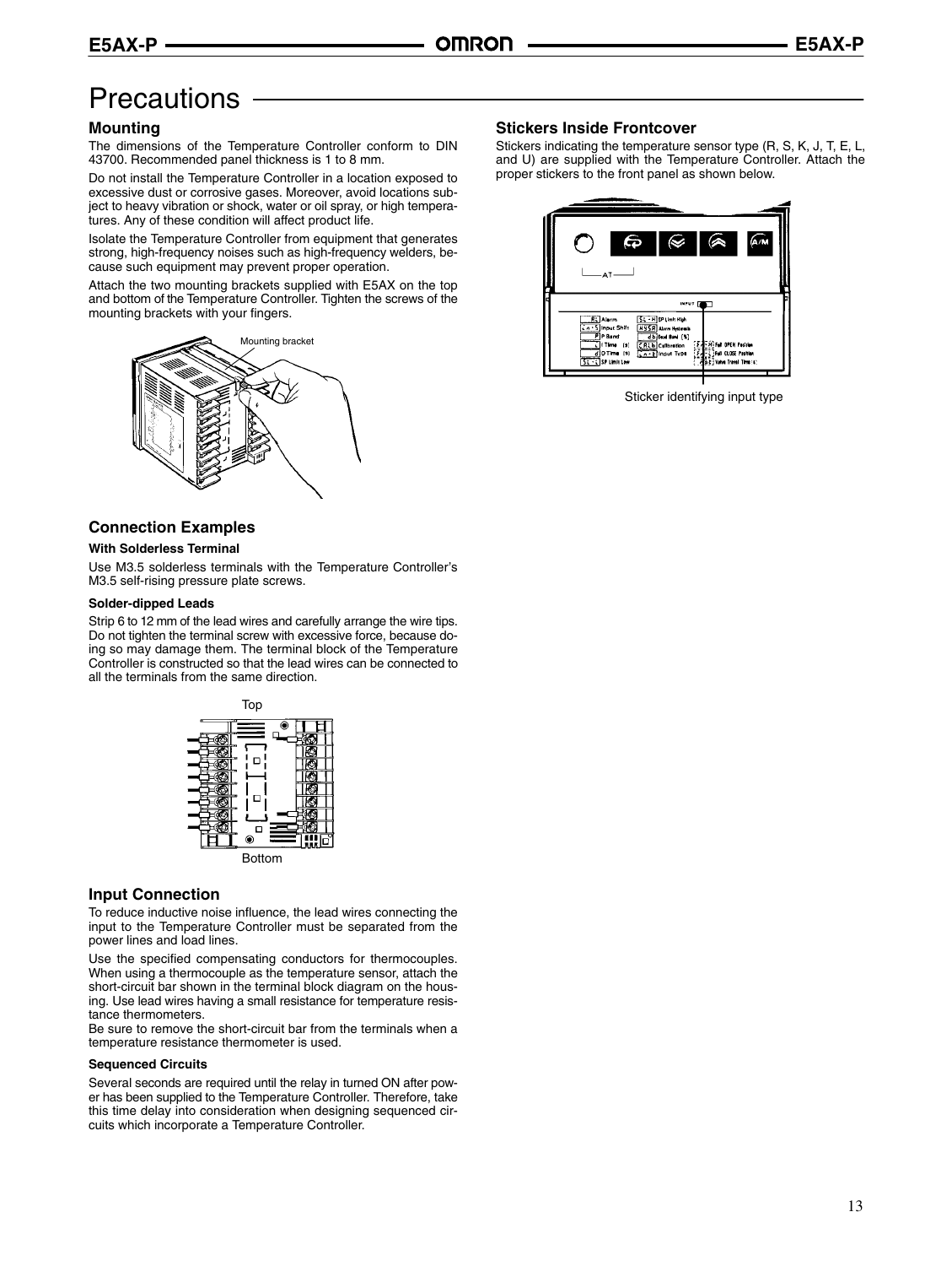# Precautions

## Mounting

The dimensions of the Temperature Controller conform to DIN 43700. Recommended panel thickness is 1 to 8 mm.

Do not install the Temperature Controller in a location exposed to excessive dust or corrosive gases. Moreover, avoid locations subject to heavy vibration or shock, water or oil spray, or high temperatures. Any of these condition will affect product life.

Isolate the Temperature Controller from equipment that generates strong, high-frequency noises such as high-frequency welders, because such equipment may prevent proper operation.

Attach the two mounting brackets supplied with E5AX on the top and bottom of the Temperature Controller. Tighten the screws of the mounting brackets with your fingers.

Mounting bracket

## Connection Examples

### With Solderless Terminal

Use M3.5 solderless terminals with the Temperature Controller's M3.5 self-rising pressure plate screws.

### Solder-dipped Leads

Strip 6 to 12 mm of the lead wires and carefully arrange the wire tips. Do not tighten the terminal screw with excessive force, because doing so may damage them. The terminal block of the Temperature Controller is constructed so that the lead wires can be connected to all the terminals from the same direction.

Top

Bottom

## Input Connection

To reduce inductive noise influence, the lead wires connecting the input to the Temperature Controller must be separated from the power lines and load lines.

Use the specified compensating conductors for thermocouples. When using a thermocouple as the temperature sensor, attach the short-circuit bar shown in the terminal block diagram on the housing. Use lead wires having a small resistance for temperature resistance thermometers.
Be sure to remove the short-circuit bar from the terminals when a temperature resistance thermometer is used.

### Sequenced Circuits

Several seconds are required until the relay in turned ON after power has been supplied to the Temperature Controller. Therefore, take this time delay into consideration when designing sequenced circuits which incorporate a Temperature Controller.

## Stickers Inside Frontcover

Stickers indicating the temperature sensor type (R, S, K, J, T, E, L, and U) are supplied with the Temperature Controller. Attach the proper stickers to the front panel as shown below.

Sticker identifying input type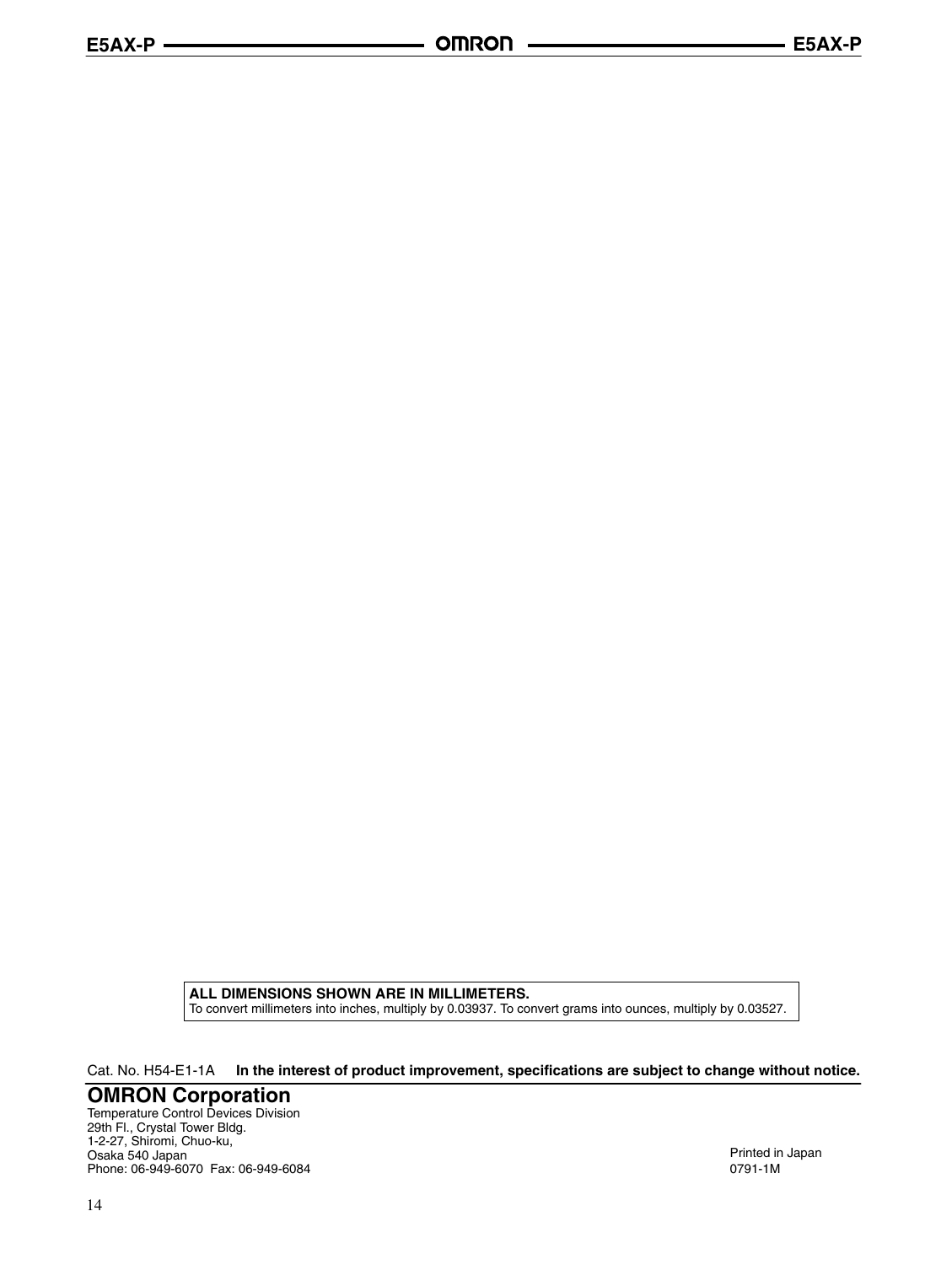**ALL DIMENSIONS SHOWN ARE IN MILLIMETERS.**
To convert millimeters into inches, multiply by 0.03937. To convert grams into ounces, multiply by 0.03527.

Cat. No. H54-E1-1A **In the interest of product improvement, specifications are subject to change without notice.**

## OMRON Corporation

Temperature Control Devices Division
29th Fl., Crystal Tower Bldg.
1-2-27, Shiromi, Chuo-ku,
Osaka 540 Japan
Phone: 06-949-6070 Fax: 06-949-6084

Printed in Japan
0791-1M